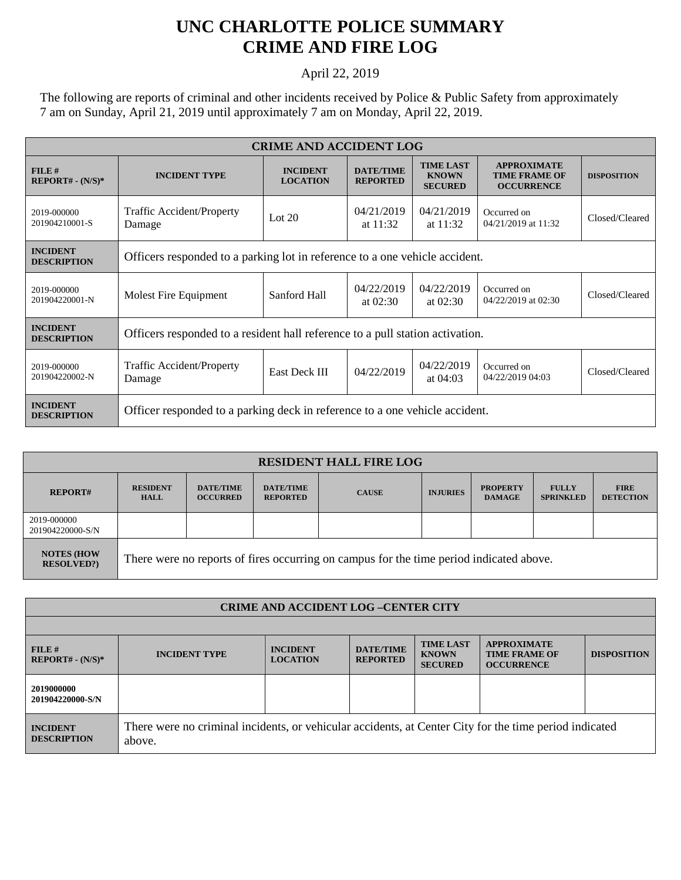# UNC CHARLOTTE POLICE SUMMARY
# CRIME AND FIRE LOG

April 22, 2019

The following are reports of criminal and other incidents received by Police & Public Safety from approximately 7 am on Sunday, April 21, 2019 until approximately 7 am on Monday, April 22, 2019.

| CRIME AND ACCIDENT LOG | | | | | | |
|---|---|---|---|---|---|---|
| **FILE # REPORT# - (N/S)*** | **INCIDENT TYPE** | **INCIDENT LOCATION** | **DATE/TIME REPORTED** | **TIME LAST KNOWN SECURED** | **APPROXIMATE TIME FRAME OF OCCURRENCE** | **DISPOSITION** |
| 2019-000000 201904210001-S | Traffic Accident/Property Damage | Lot 20 | 04/21/2019 at 11:32 | 04/21/2019 at 11:32 | Occurred on 04/21/2019 at 11:32 | Closed/Cleared |
| **INCIDENT DESCRIPTION** | Officers responded to a parking lot in reference to a one vehicle accident. | | | | | |
| 2019-000000 201904220001-N | Molest Fire Equipment | Sanford Hall | 04/22/2019 at 02:30 | 04/22/2019 at 02:30 | Occurred on 04/22/2019 at 02:30 | Closed/Cleared |
| **INCIDENT DESCRIPTION** | Officers responded to a resident hall reference to a pull station activation. | | | | | |
| 2019-000000 201904220002-N | Traffic Accident/Property Damage | East Deck III | 04/22/2019 | 04/22/2019 at 04:03 | Occurred on 04/22/2019 04:03 | Closed/Cleared |
| **INCIDENT DESCRIPTION** | Officer responded to a parking deck in reference to a one vehicle accident. | | | | | |

| RESIDENT HALL FIRE LOG | | | | | | | | |
|---|---|---|---|---|---|---|---|---|
| **REPORT#** | **RESIDENT HALL** | **DATE/TIME OCCURRED** | **DATE/TIME REPORTED** | **CAUSE** | **INJURIES** | **PROPERTY DAMAGE** | **FULLY SPRINKLED** | **FIRE DETECTION** |
| 2019-000000 201904220000-S/N | | | | | | | | |
| **NOTES (HOW RESOLVED?)** | There were no reports of fires occurring on campus for the time period indicated above. | | | | | | | |

| CRIME AND ACCIDENT LOG –CENTER CITY | | | | | | |
|---|---|---|---|---|---|---|
| **FILE # REPORT# - (N/S)*** | **INCIDENT TYPE** | **INCIDENT LOCATION** | **DATE/TIME REPORTED** | **TIME LAST KNOWN SECURED** | **APPROXIMATE TIME FRAME OF OCCURRENCE** | **DISPOSITION** |
| **2019000000 201904220000-S/N** | | | | | | |
| **INCIDENT DESCRIPTION** | There were no criminal incidents, or vehicular accidents, at Center City for the time period indicated above. | | | | | |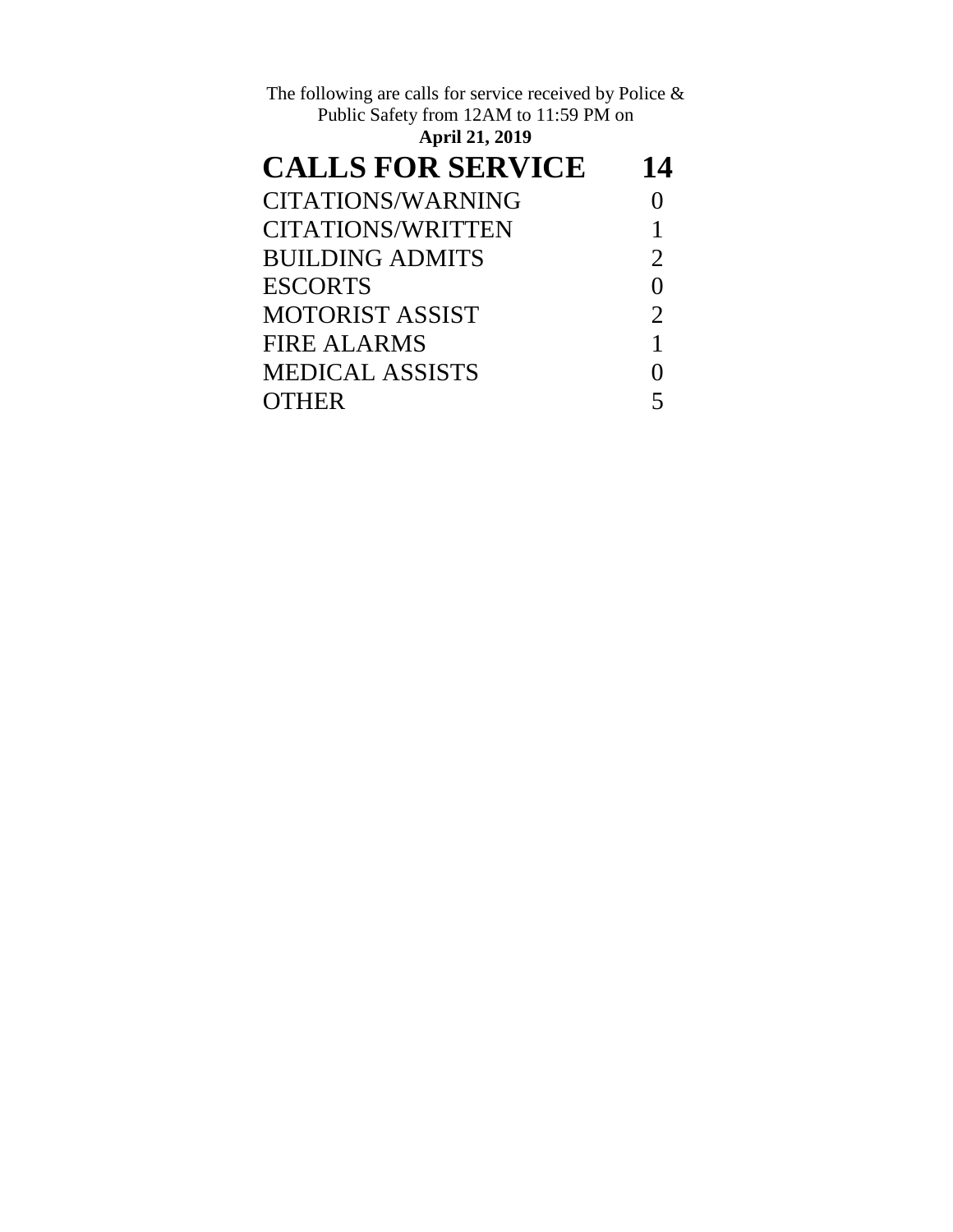The following are calls for service received by Police & Public Safety from 12AM to 11:59 PM on

**April 21, 2019**

| | |
|---|---|
| **CALLS FOR SERVICE** | **14** |
| CITATIONS/WARNING | 0 |
| CITATIONS/WRITTEN | 1 |
| BUILDING ADMITS | 2 |
| ESCORTS | 0 |
| MOTORIST ASSIST | 2 |
| FIRE ALARMS | 1 |
| MEDICAL ASSISTS | 0 |
| OTHER | 5 |